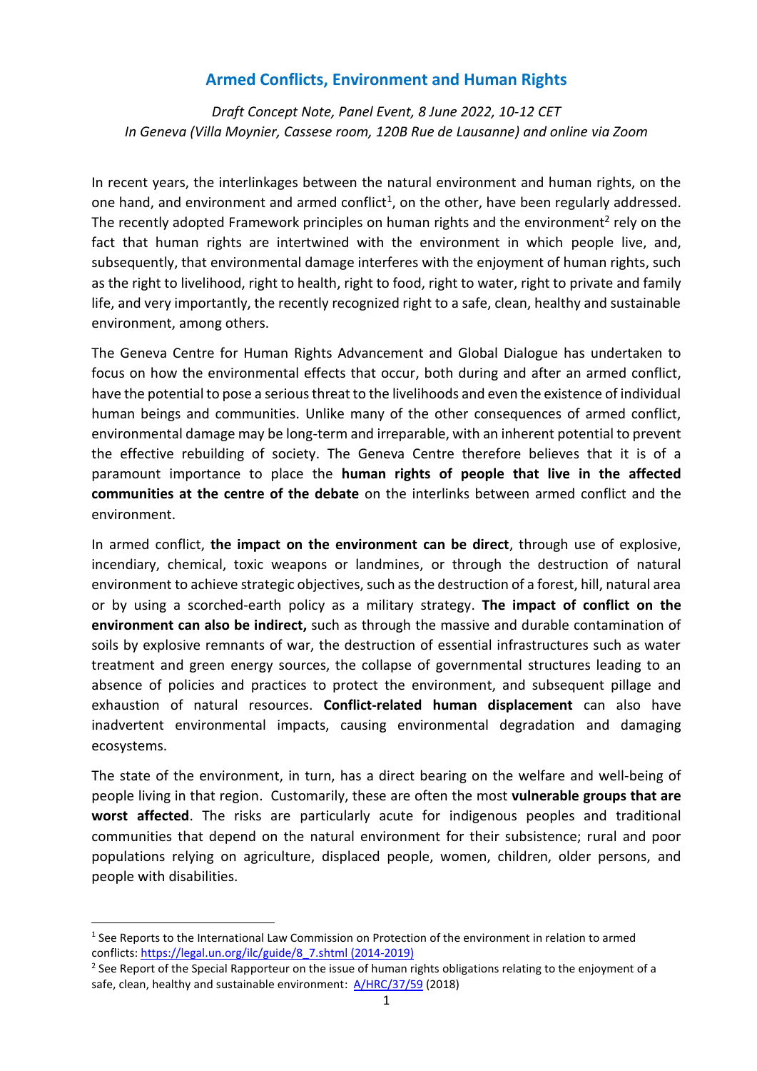# Armed Conflicts, Environment and Human Rights

*Draft Concept Note, Panel Event, 8 June 2022, 10-12 CET*
*In Geneva (Villa Moynier, Cassese room, 120B Rue de Lausanne) and online via Zoom*

In recent years, the interlinkages between the natural environment and human rights, on the one hand, and environment and armed conflict[1], on the other, have been regularly addressed. The recently adopted Framework principles on human rights and the environment[2] rely on the fact that human rights are intertwined with the environment in which people live, and, subsequently, that environmental damage interferes with the enjoyment of human rights, such as the right to livelihood, right to health, right to food, right to water, right to private and family life, and very importantly, the recently recognized right to a safe, clean, healthy and sustainable environment, among others.

The Geneva Centre for Human Rights Advancement and Global Dialogue has undertaken to focus on how the environmental effects that occur, both during and after an armed conflict, have the potential to pose a serious threat to the livelihoods and even the existence of individual human beings and communities. Unlike many of the other consequences of armed conflict, environmental damage may be long-term and irreparable, with an inherent potential to prevent the effective rebuilding of society. The Geneva Centre therefore believes that it is of a paramount importance to place the **human rights of people that live in the affected communities at the centre of the debate** on the interlinks between armed conflict and the environment.

In armed conflict, **the impact on the environment can be direct**, through use of explosive, incendiary, chemical, toxic weapons or landmines, or through the destruction of natural environment to achieve strategic objectives, such as the destruction of a forest, hill, natural area or by using a scorched-earth policy as a military strategy. **The impact of conflict on the environment can also be indirect,** such as through the massive and durable contamination of soils by explosive remnants of war, the destruction of essential infrastructures such as water treatment and green energy sources, the collapse of governmental structures leading to an absence of policies and practices to protect the environment, and subsequent pillage and exhaustion of natural resources. **Conflict-related human displacement** can also have inadvertent environmental impacts, causing environmental degradation and damaging ecosystems.

The state of the environment, in turn, has a direct bearing on the welfare and well-being of people living in that region. Customarily, these are often the most **vulnerable groups that are worst affected**. The risks are particularly acute for indigenous peoples and traditional communities that depend on the natural environment for their subsistence; rural and poor populations relying on agriculture, displaced people, women, children, older persons, and people with disabilities.

---

[1] See Reports to the International Law Commission on Protection of the environment in relation to armed conflicts: https://legal.un.org/ilc/guide/8_7.shtml (2014-2019)

[2] See Report of the Special Rapporteur on the issue of human rights obligations relating to the enjoyment of a safe, clean, healthy and sustainable environment: A/HRC/37/59 (2018)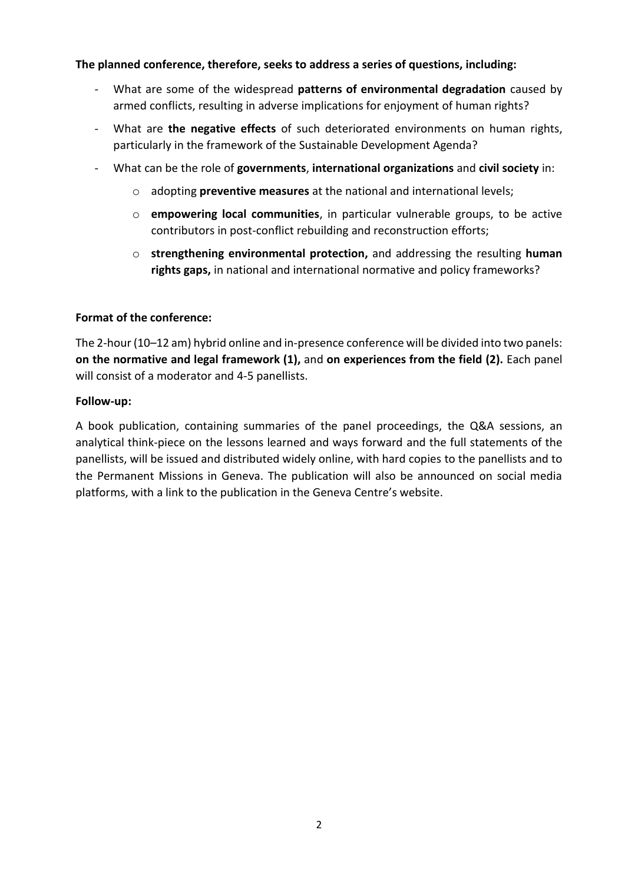**The planned conference, therefore, seeks to address a series of questions, including:**

- What are some of the widespread **patterns of environmental degradation** caused by armed conflicts, resulting in adverse implications for enjoyment of human rights?
- What are **the negative effects** of such deteriorated environments on human rights, particularly in the framework of the Sustainable Development Agenda?
- What can be the role of **governments**, **international organizations** and **civil society** in:
  - adopting **preventive measures** at the national and international levels;
  - **empowering local communities**, in particular vulnerable groups, to be active contributors in post-conflict rebuilding and reconstruction efforts;
  - **strengthening environmental protection,** and addressing the resulting **human rights gaps,** in national and international normative and policy frameworks?

**Format of the conference:**

The 2-hour (10–12 am) hybrid online and in-presence conference will be divided into two panels: **on the normative and legal framework (1),** and **on experiences from the field (2).** Each panel will consist of a moderator and 4-5 panellists.

**Follow-up:**

A book publication, containing summaries of the panel proceedings, the Q&A sessions, an analytical think-piece on the lessons learned and ways forward and the full statements of the panellists, will be issued and distributed widely online, with hard copies to the panellists and to the Permanent Missions in Geneva. The publication will also be announced on social media platforms, with a link to the publication in the Geneva Centre's website.